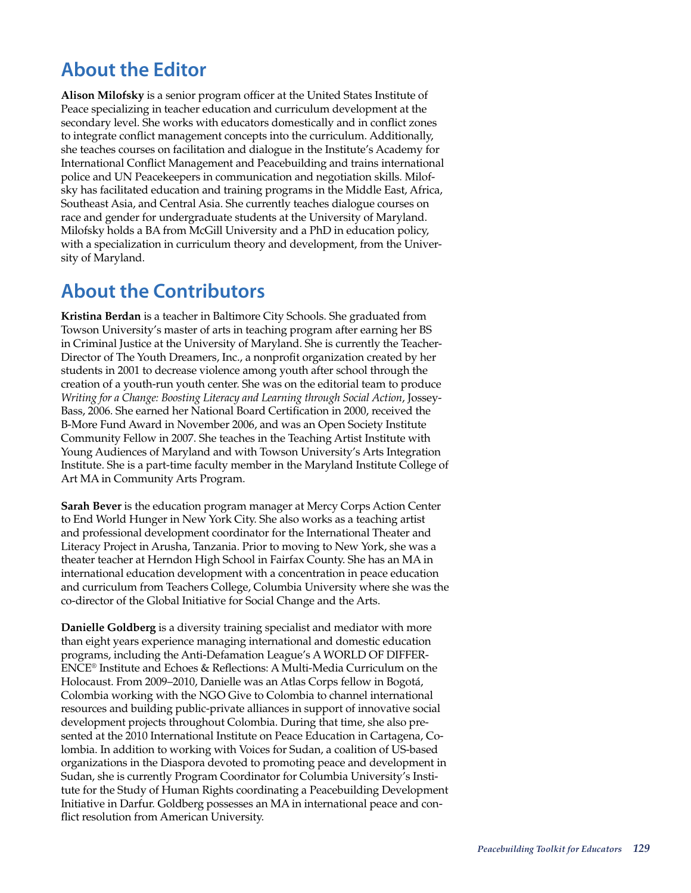## About the Editor

**Alison Milofsky** is a senior program officer at the United States Institute of Peace specializing in teacher education and curriculum development at the secondary level. She works with educators domestically and in conflict zones to integrate conflict management concepts into the curriculum. Additionally, she teaches courses on facilitation and dialogue in the Institute's Academy for International Conflict Management and Peacebuilding and trains international police and UN Peacekeepers in communication and negotiation skills. Milofsky has facilitated education and training programs in the Middle East, Africa, Southeast Asia, and Central Asia. She currently teaches dialogue courses on race and gender for undergraduate students at the University of Maryland. Milofsky holds a BA from McGill University and a PhD in education policy, with a specialization in curriculum theory and development, from the University of Maryland.

## About the Contributors

**Kristina Berdan** is a teacher in Baltimore City Schools. She graduated from Towson University's master of arts in teaching program after earning her BS in Criminal Justice at the University of Maryland. She is currently the Teacher-Director of The Youth Dreamers, Inc., a nonprofit organization created by her students in 2001 to decrease violence among youth after school through the creation of a youth-run youth center. She was on the editorial team to produce *Writing for a Change: Boosting Literacy and Learning through Social Action*, Jossey-Bass, 2006. She earned her National Board Certification in 2000, received the B-More Fund Award in November 2006, and was an Open Society Institute Community Fellow in 2007. She teaches in the Teaching Artist Institute with Young Audiences of Maryland and with Towson University's Arts Integration Institute. She is a part-time faculty member in the Maryland Institute College of Art MA in Community Arts Program.

**Sarah Bever** is the education program manager at Mercy Corps Action Center to End World Hunger in New York City. She also works as a teaching artist and professional development coordinator for the International Theater and Literacy Project in Arusha, Tanzania. Prior to moving to New York, she was a theater teacher at Herndon High School in Fairfax County. She has an MA in international education development with a concentration in peace education and curriculum from Teachers College, Columbia University where she was the co-director of the Global Initiative for Social Change and the Arts.

**Danielle Goldberg** is a diversity training specialist and mediator with more than eight years experience managing international and domestic education programs, including the Anti-Defamation League's A WORLD OF DIFFERENCE® Institute and Echoes & Reflections: A Multi-Media Curriculum on the Holocaust. From 2009–2010, Danielle was an Atlas Corps fellow in Bogotá, Colombia working with the NGO Give to Colombia to channel international resources and building public-private alliances in support of innovative social development projects throughout Colombia. During that time, she also presented at the 2010 International Institute on Peace Education in Cartagena, Colombia. In addition to working with Voices for Sudan, a coalition of US-based organizations in the Diaspora devoted to promoting peace and development in Sudan, she is currently Program Coordinator for Columbia University's Institute for the Study of Human Rights coordinating a Peacebuilding Development Initiative in Darfur. Goldberg possesses an MA in international peace and conflict resolution from American University.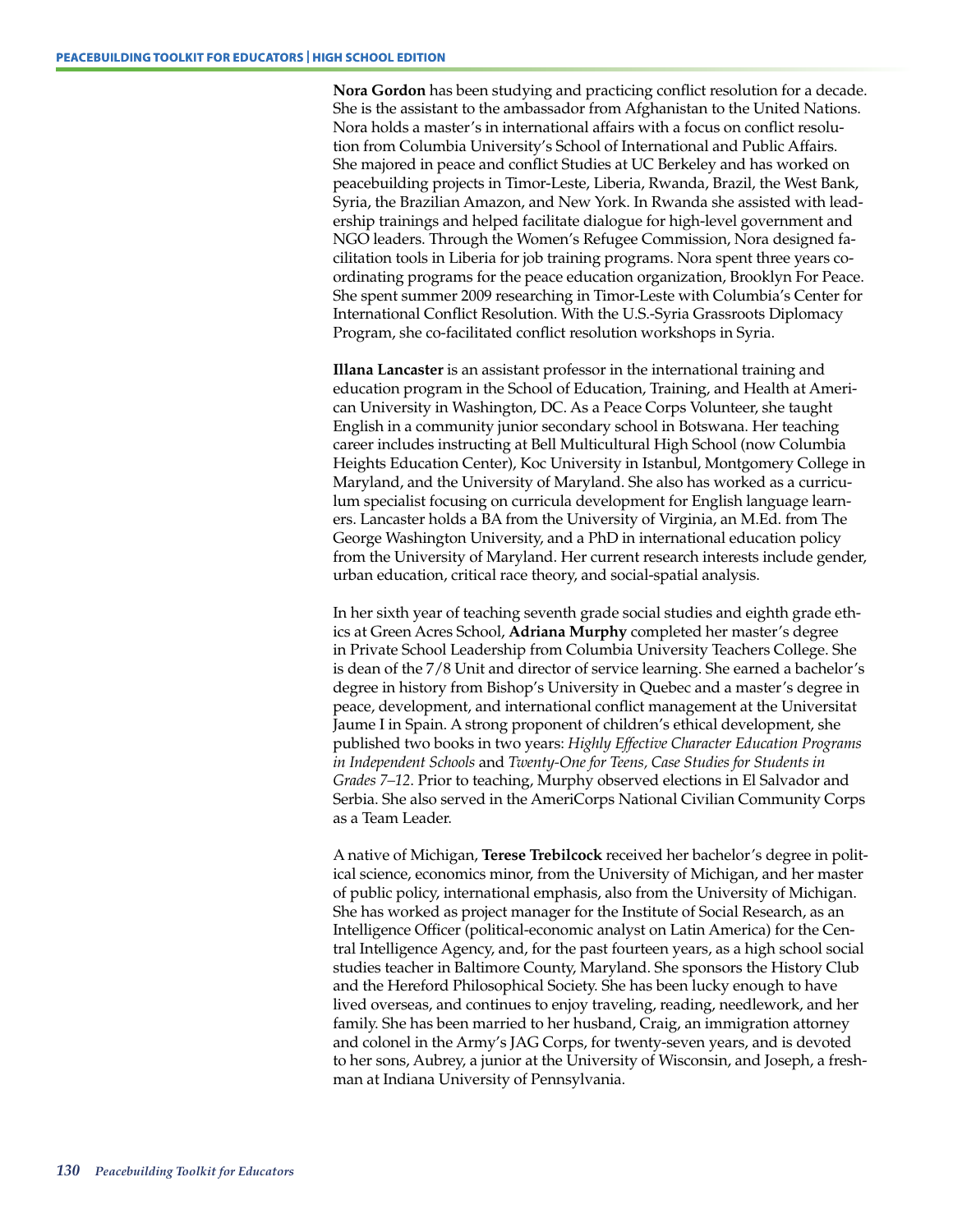**Nora Gordon** has been studying and practicing conflict resolution for a decade. She is the assistant to the ambassador from Afghanistan to the United Nations. Nora holds a master's in international affairs with a focus on conflict resolution from Columbia University's School of International and Public Affairs. She majored in peace and conflict Studies at UC Berkeley and has worked on peacebuilding projects in Timor-Leste, Liberia, Rwanda, Brazil, the West Bank, Syria, the Brazilian Amazon, and New York. In Rwanda she assisted with leadership trainings and helped facilitate dialogue for high-level government and NGO leaders. Through the Women's Refugee Commission, Nora designed facilitation tools in Liberia for job training programs. Nora spent three years coordinating programs for the peace education organization, Brooklyn For Peace. She spent summer 2009 researching in Timor-Leste with Columbia's Center for International Conflict Resolution. With the U.S.-Syria Grassroots Diplomacy Program, she co-facilitated conflict resolution workshops in Syria.

**Illana Lancaster** is an assistant professor in the international training and education program in the School of Education, Training, and Health at American University in Washington, DC. As a Peace Corps Volunteer, she taught English in a community junior secondary school in Botswana. Her teaching career includes instructing at Bell Multicultural High School (now Columbia Heights Education Center), Koc University in Istanbul, Montgomery College in Maryland, and the University of Maryland. She also has worked as a curriculum specialist focusing on curricula development for English language learners. Lancaster holds a BA from the University of Virginia, an M.Ed. from The George Washington University, and a PhD in international education policy from the University of Maryland. Her current research interests include gender, urban education, critical race theory, and social-spatial analysis.

In her sixth year of teaching seventh grade social studies and eighth grade ethics at Green Acres School, **Adriana Murphy** completed her master's degree in Private School Leadership from Columbia University Teachers College. She is dean of the 7/8 Unit and director of service learning. She earned a bachelor's degree in history from Bishop's University in Quebec and a master's degree in peace, development, and international conflict management at the Universitat Jaume I in Spain. A strong proponent of children's ethical development, she published two books in two years: *Highly Effective Character Education Programs in Independent Schools* and *Twenty-One for Teens, Case Studies for Students in Grades 7–12*. Prior to teaching, Murphy observed elections in El Salvador and Serbia. She also served in the AmeriCorps National Civilian Community Corps as a Team Leader.

A native of Michigan, **Terese Trebilcock** received her bachelor's degree in political science, economics minor, from the University of Michigan, and her master of public policy, international emphasis, also from the University of Michigan. She has worked as project manager for the Institute of Social Research, as an Intelligence Officer (political-economic analyst on Latin America) for the Central Intelligence Agency, and, for the past fourteen years, as a high school social studies teacher in Baltimore County, Maryland. She sponsors the History Club and the Hereford Philosophical Society. She has been lucky enough to have lived overseas, and continues to enjoy traveling, reading, needlework, and her family. She has been married to her husband, Craig, an immigration attorney and colonel in the Army's JAG Corps, for twenty-seven years, and is devoted to her sons, Aubrey, a junior at the University of Wisconsin, and Joseph, a freshman at Indiana University of Pennsylvania.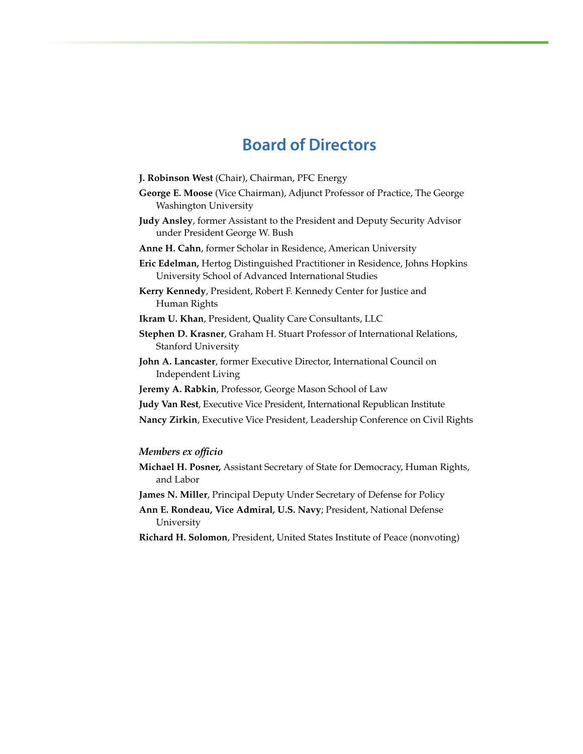# Board of Directors

**J. Robinson West** (Chair), Chairman, PFC Energy

**George E. Moose** (Vice Chairman), Adjunct Professor of Practice, The George Washington University

**Judy Ansley**, former Assistant to the President and Deputy Security Advisor under President George W. Bush

**Anne H. Cahn**, former Scholar in Residence, American University

**Eric Edelman,** Hertog Distinguished Practitioner in Residence, Johns Hopkins University School of Advanced International Studies

**Kerry Kennedy**, President, Robert F. Kennedy Center for Justice and Human Rights

**Ikram U. Khan**, President, Quality Care Consultants, LLC

**Stephen D. Krasner**, Graham H. Stuart Professor of International Relations, Stanford University

**John A. Lancaster**, former Executive Director, International Council on Independent Living

**Jeremy A. Rabkin**, Professor, George Mason School of Law

**Judy Van Rest**, Executive Vice President, International Republican Institute

**Nancy Zirkin**, Executive Vice President, Leadership Conference on Civil Rights

*Members ex officio*

**Michael H. Posner,** Assistant Secretary of State for Democracy, Human Rights, and Labor

**James N. Miller**, Principal Deputy Under Secretary of Defense for Policy

**Ann E. Rondeau, Vice Admiral, U.S. Navy**; President, National Defense University

**Richard H. Solomon**, President, United States Institute of Peace (nonvoting)